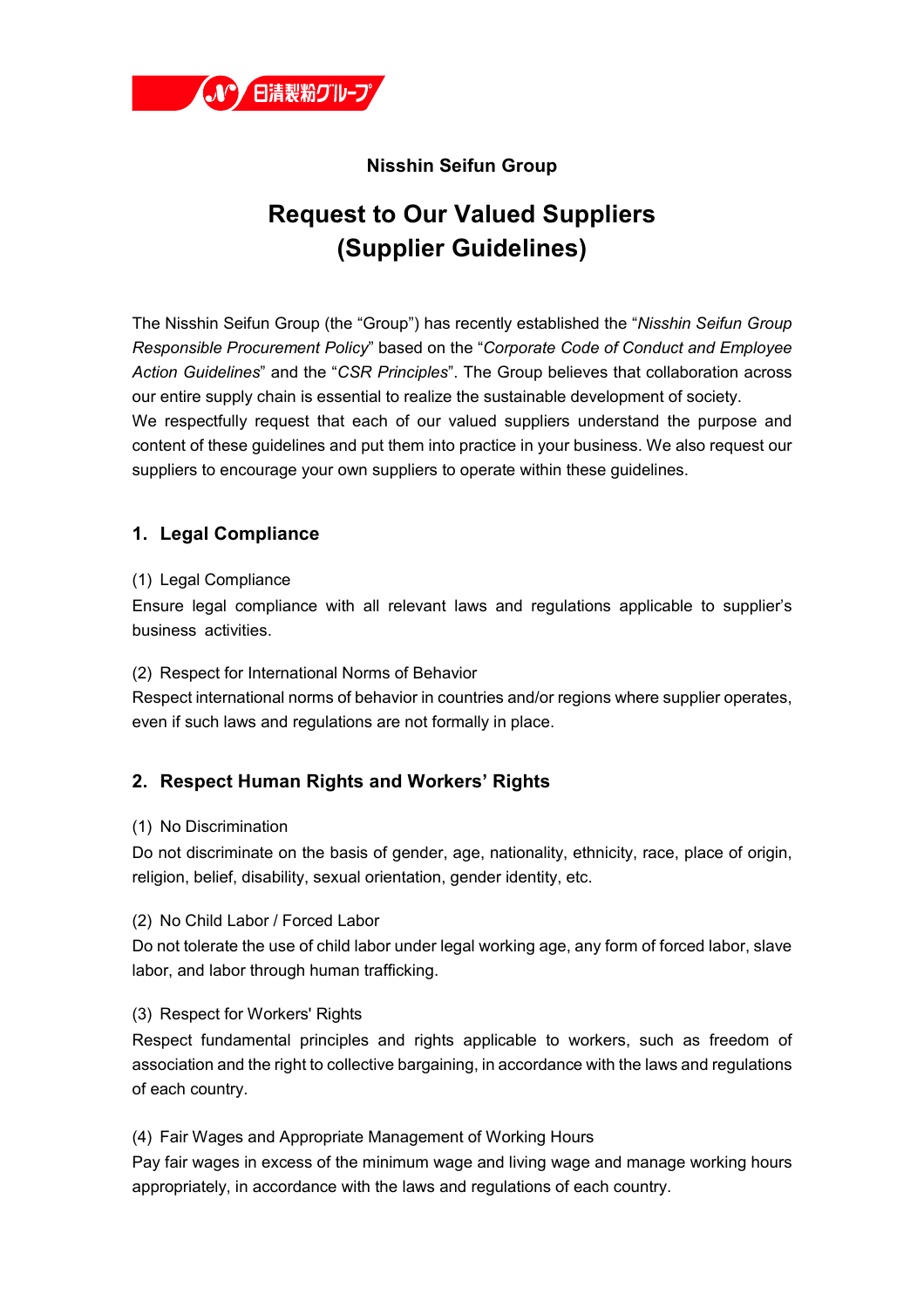Nisshin Seifun Group

# Request to Our Valued Suppliers (Supplier Guidelines)

The Nisshin Seifun Group (the "Group") has recently established the "*Nisshin Seifun Group Responsible Procurement Policy*" based on the "*Corporate Code of Conduct and Employee Action Guidelines*" and the "*CSR Principles*". The Group believes that collaboration across our entire supply chain is essential to realize the sustainable development of society.

We respectfully request that each of our valued suppliers understand the purpose and content of these guidelines and put them into practice in your business. We also request our suppliers to encourage your own suppliers to operate within these guidelines.

## 1. Legal Compliance

(1) Legal Compliance

Ensure legal compliance with all relevant laws and regulations applicable to supplier's business activities.

(2) Respect for International Norms of Behavior

Respect international norms of behavior in countries and/or regions where supplier operates, even if such laws and regulations are not formally in place.

## 2. Respect Human Rights and Workers' Rights

(1) No Discrimination

Do not discriminate on the basis of gender, age, nationality, ethnicity, race, place of origin, religion, belief, disability, sexual orientation, gender identity, etc.

(2) No Child Labor / Forced Labor

Do not tolerate the use of child labor under legal working age, any form of forced labor, slave labor, and labor through human trafficking.

(3) Respect for Workers' Rights

Respect fundamental principles and rights applicable to workers, such as freedom of association and the right to collective bargaining, in accordance with the laws and regulations of each country.

(4) Fair Wages and Appropriate Management of Working Hours

Pay fair wages in excess of the minimum wage and living wage and manage working hours appropriately, in accordance with the laws and regulations of each country.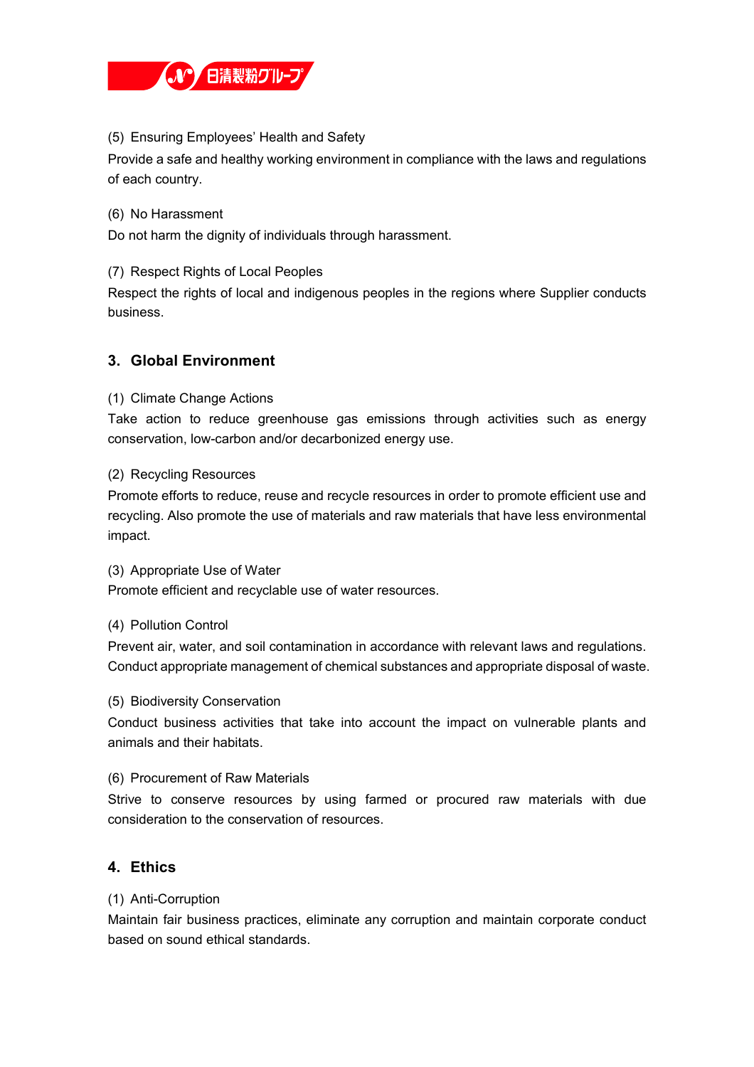(5) Ensuring Employees' Health and Safety

Provide a safe and healthy working environment in compliance with the laws and regulations of each country.

(6) No Harassment

Do not harm the dignity of individuals through harassment.

(7) Respect Rights of Local Peoples

Respect the rights of local and indigenous peoples in the regions where Supplier conducts business.

## 3. Global Environment

(1) Climate Change Actions

Take action to reduce greenhouse gas emissions through activities such as energy conservation, low-carbon and/or decarbonized energy use.

(2) Recycling Resources

Promote efforts to reduce, reuse and recycle resources in order to promote efficient use and recycling. Also promote the use of materials and raw materials that have less environmental impact.

(3) Appropriate Use of Water

Promote efficient and recyclable use of water resources.

(4) Pollution Control

Prevent air, water, and soil contamination in accordance with relevant laws and regulations. Conduct appropriate management of chemical substances and appropriate disposal of waste.

(5) Biodiversity Conservation

Conduct business activities that take into account the impact on vulnerable plants and animals and their habitats.

(6) Procurement of Raw Materials

Strive to conserve resources by using farmed or procured raw materials with due consideration to the conservation of resources.

## 4. Ethics

(1) Anti-Corruption

Maintain fair business practices, eliminate any corruption and maintain corporate conduct based on sound ethical standards.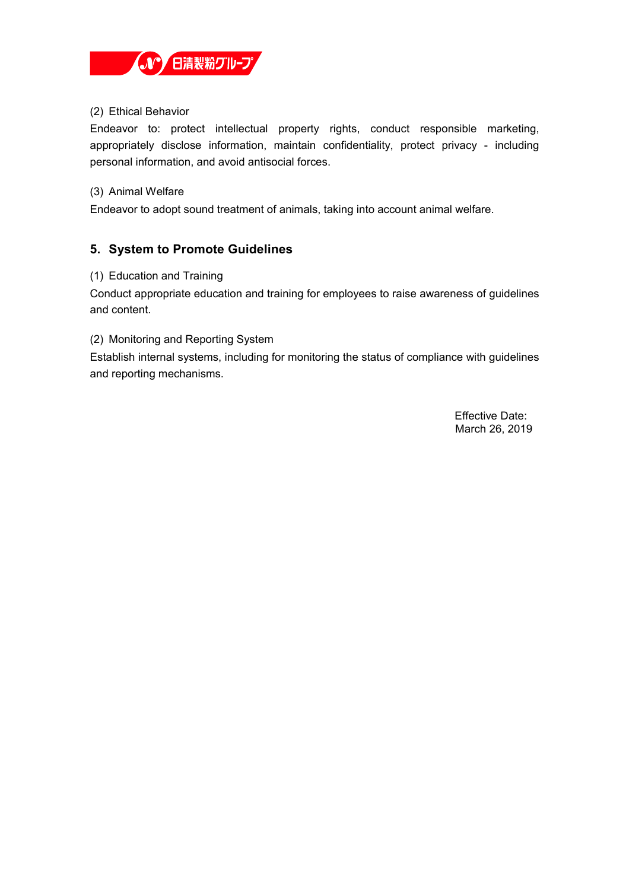(2) Ethical Behavior

Endeavor to: protect intellectual property rights, conduct responsible marketing, appropriately disclose information, maintain confidentiality, protect privacy - including personal information, and avoid antisocial forces.

(3) Animal Welfare

Endeavor to adopt sound treatment of animals, taking into account animal welfare.

## 5. System to Promote Guidelines

(1) Education and Training

Conduct appropriate education and training for employees to raise awareness of guidelines and content.

(2) Monitoring and Reporting System

Establish internal systems, including for monitoring the status of compliance with guidelines and reporting mechanisms.

Effective Date:
March 26, 2019